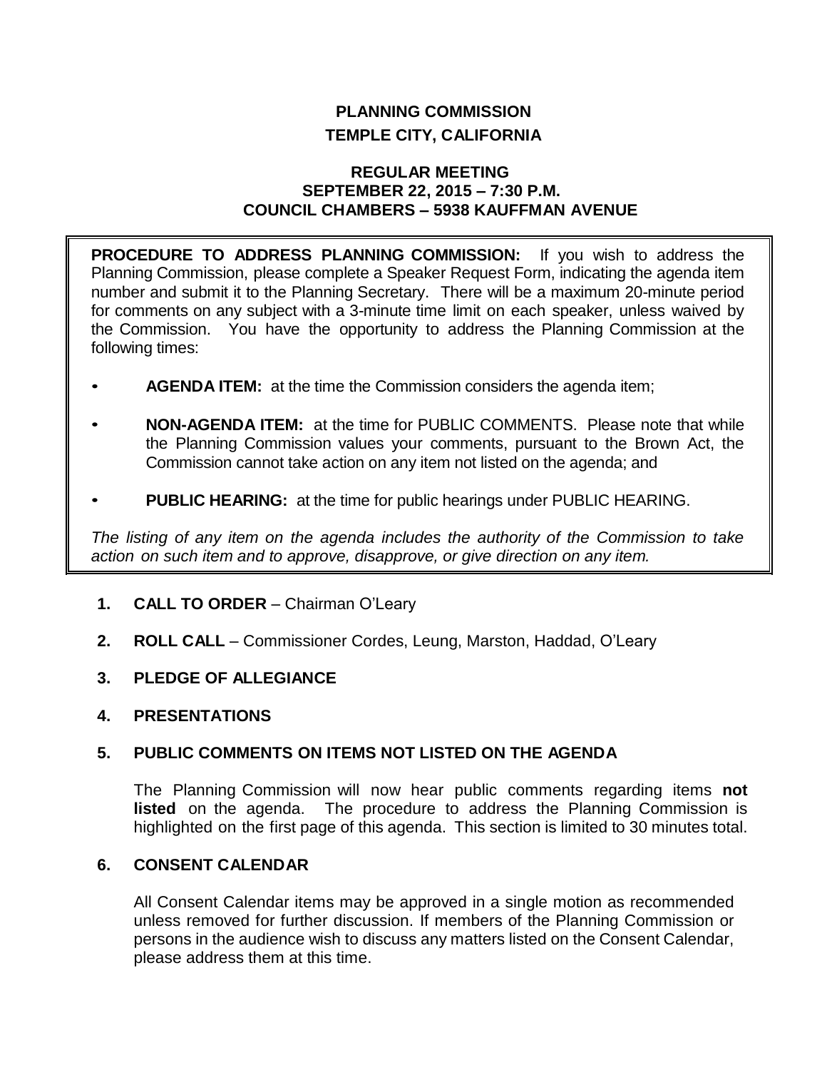# PLANNING COMMISSION
# TEMPLE CITY, CALIFORNIA

## REGULAR MEETING
## SEPTEMBER 22, 2015 – 7:30 P.M.
## COUNCIL CHAMBERS – 5938 KAUFFMAN AVENUE

**PROCEDURE TO ADDRESS PLANNING COMMISSION:** If you wish to address the Planning Commission, please complete a Speaker Request Form, indicating the agenda item number and submit it to the Planning Secretary. There will be a maximum 20-minute period for comments on any subject with a 3-minute time limit on each speaker, unless waived by the Commission. You have the opportunity to address the Planning Commission at the following times:

- **AGENDA ITEM:** at the time the Commission considers the agenda item;
- **NON-AGENDA ITEM:** at the time for PUBLIC COMMENTS. Please note that while the Planning Commission values your comments, pursuant to the Brown Act, the Commission cannot take action on any item not listed on the agenda; and
- **PUBLIC HEARING:** at the time for public hearings under PUBLIC HEARING.

*The listing of any item on the agenda includes the authority of the Commission to take action on such item and to approve, disapprove, or give direction on any item.*

**1. CALL TO ORDER** – Chairman O'Leary

**2. ROLL CALL** – Commissioner Cordes, Leung, Marston, Haddad, O'Leary

**3. PLEDGE OF ALLEGIANCE**

**4. PRESENTATIONS**

**5. PUBLIC COMMENTS ON ITEMS NOT LISTED ON THE AGENDA**

The Planning Commission will now hear public comments regarding items **not listed** on the agenda. The procedure to address the Planning Commission is highlighted on the first page of this agenda. This section is limited to 30 minutes total.

**6. CONSENT CALENDAR**

All Consent Calendar items may be approved in a single motion as recommended unless removed for further discussion. If members of the Planning Commission or persons in the audience wish to discuss any matters listed on the Consent Calendar, please address them at this time.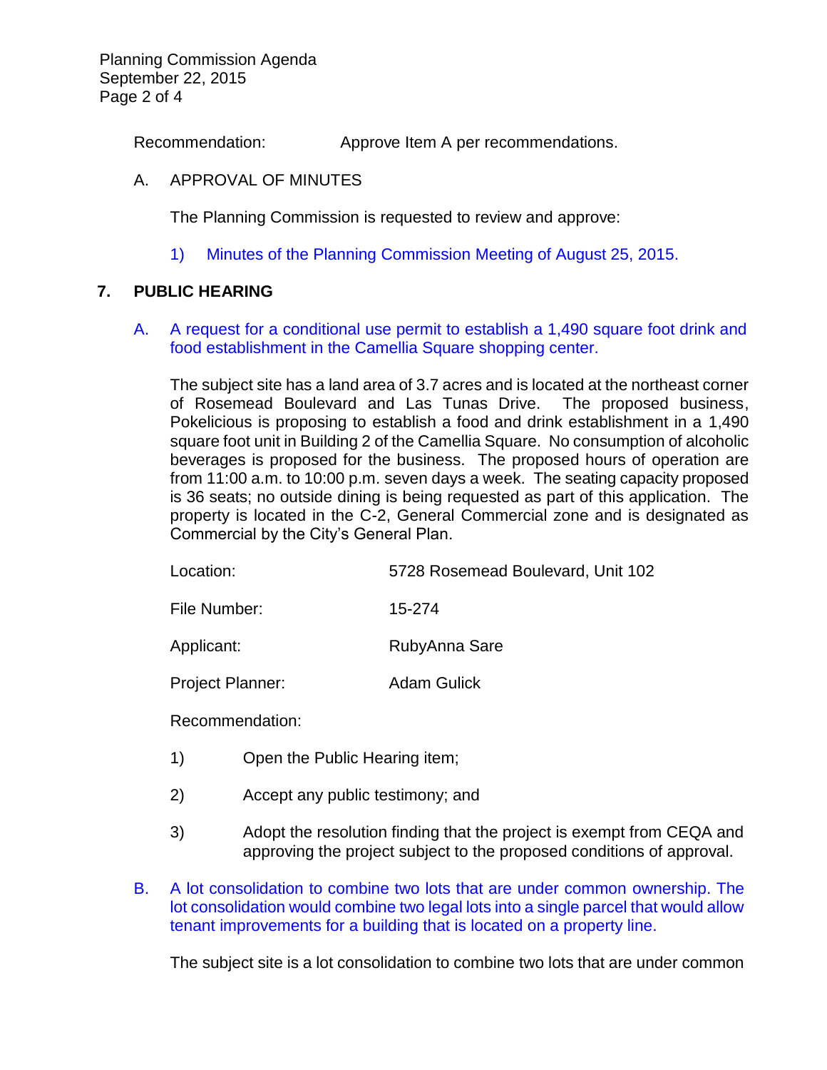Recommendation: Approve Item A per recommendations.

A. APPROVAL OF MINUTES

The Planning Commission is requested to review and approve:

1) Minutes of the Planning Commission Meeting of August 25, 2015.

## 7. PUBLIC HEARING

A. A request for a conditional use permit to establish a 1,490 square foot drink and food establishment in the Camellia Square shopping center.

The subject site has a land area of 3.7 acres and is located at the northeast corner of Rosemead Boulevard and Las Tunas Drive. The proposed business, Pokelicious is proposing to establish a food and drink establishment in a 1,490 square foot unit in Building 2 of the Camellia Square. No consumption of alcoholic beverages is proposed for the business. The proposed hours of operation are from 11:00 a.m. to 10:00 p.m. seven days a week. The seating capacity proposed is 36 seats; no outside dining is being requested as part of this application. The property is located in the C-2, General Commercial zone and is designated as Commercial by the City's General Plan.

Location: 5728 Rosemead Boulevard, Unit 102

File Number: 15-274

Applicant: RubyAnna Sare

Project Planner: Adam Gulick

Recommendation:

1) Open the Public Hearing item;

2) Accept any public testimony; and

3) Adopt the resolution finding that the project is exempt from CEQA and approving the project subject to the proposed conditions of approval.

B. A lot consolidation to combine two lots that are under common ownership. The lot consolidation would combine two legal lots into a single parcel that would allow tenant improvements for a building that is located on a property line.

The subject site is a lot consolidation to combine two lots that are under common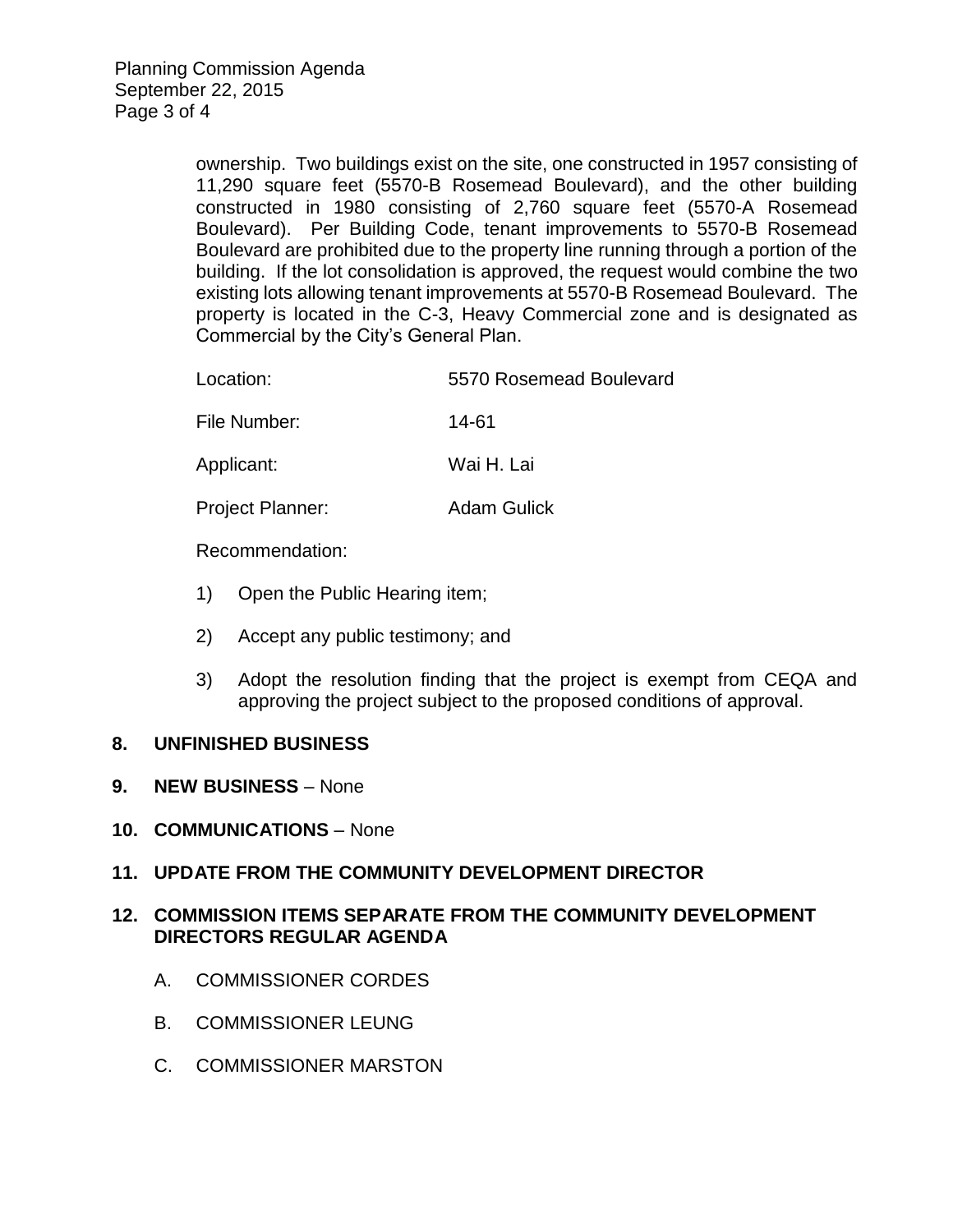ownership. Two buildings exist on the site, one constructed in 1957 consisting of 11,290 square feet (5570-B Rosemead Boulevard), and the other building constructed in 1980 consisting of 2,760 square feet (5570-A Rosemead Boulevard). Per Building Code, tenant improvements to 5570-B Rosemead Boulevard are prohibited due to the property line running through a portion of the building. If the lot consolidation is approved, the request would combine the two existing lots allowing tenant improvements at 5570-B Rosemead Boulevard. The property is located in the C-3, Heavy Commercial zone and is designated as Commercial by the City's General Plan.

Location: 5570 Rosemead Boulevard

File Number: 14-61

Applicant: Wai H. Lai

Project Planner: Adam Gulick

Recommendation:

1) Open the Public Hearing item;

2) Accept any public testimony; and

3) Adopt the resolution finding that the project is exempt from CEQA and approving the project subject to the proposed conditions of approval.

**8. UNFINISHED BUSINESS**

**9. NEW BUSINESS** – None

**10. COMMUNICATIONS** – None

**11. UPDATE FROM THE COMMUNITY DEVELOPMENT DIRECTOR**

**12. COMMISSION ITEMS SEPARATE FROM THE COMMUNITY DEVELOPMENT DIRECTORS REGULAR AGENDA**

A. COMMISSIONER CORDES

B. COMMISSIONER LEUNG

C. COMMISSIONER MARSTON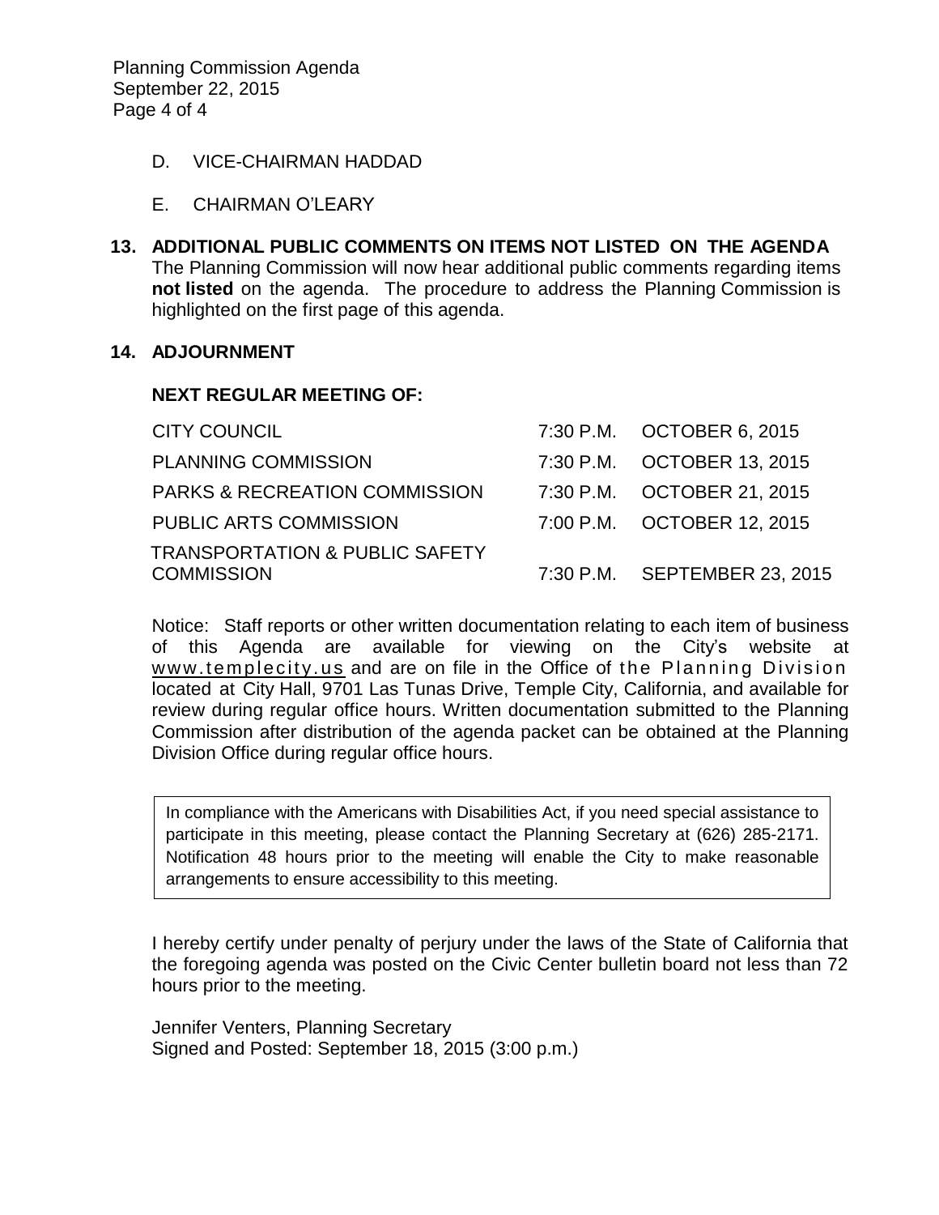D. VICE-CHAIRMAN HADDAD

E. CHAIRMAN O'LEARY

**13. ADDITIONAL PUBLIC COMMENTS ON ITEMS NOT LISTED ON THE AGENDA**
The Planning Commission will now hear additional public comments regarding items **not listed** on the agenda. The procedure to address the Planning Commission is highlighted on the first page of this agenda.

**14. ADJOURNMENT**

**NEXT REGULAR MEETING OF:**

| | | |
|---|---|---|
| CITY COUNCIL | 7:30 P.M. | OCTOBER 6, 2015 |
| PLANNING COMMISSION | 7:30 P.M. | OCTOBER 13, 2015 |
| PARKS & RECREATION COMMISSION | 7:30 P.M. | OCTOBER 21, 2015 |
| PUBLIC ARTS COMMISSION | 7:00 P.M. | OCTOBER 12, 2015 |
| TRANSPORTATION & PUBLIC SAFETY COMMISSION | 7:30 P.M. | SEPTEMBER 23, 2015 |

Notice: Staff reports or other written documentation relating to each item of business of this Agenda are available for viewing on the City's website at www.templecity.us and are on file in the Office of the Planning Division located at City Hall, 9701 Las Tunas Drive, Temple City, California, and available for review during regular office hours. Written documentation submitted to the Planning Commission after distribution of the agenda packet can be obtained at the Planning Division Office during regular office hours.

> In compliance with the Americans with Disabilities Act, if you need special assistance to participate in this meeting, please contact the Planning Secretary at (626) 285-2171. Notification 48 hours prior to the meeting will enable the City to make reasonable arrangements to ensure accessibility to this meeting.

I hereby certify under penalty of perjury under the laws of the State of California that the foregoing agenda was posted on the Civic Center bulletin board not less than 72 hours prior to the meeting.

Jennifer Venters, Planning Secretary
Signed and Posted: September 18, 2015 (3:00 p.m.)